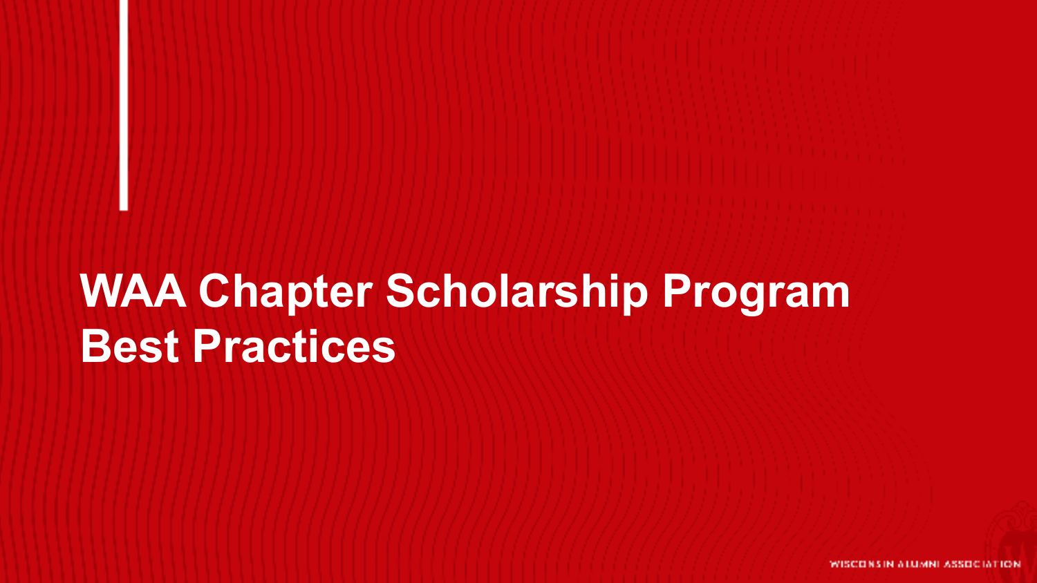# WAA Chapter Scholarship Program Best Practices

WISCONSIN ALUMNI ASSOCIATION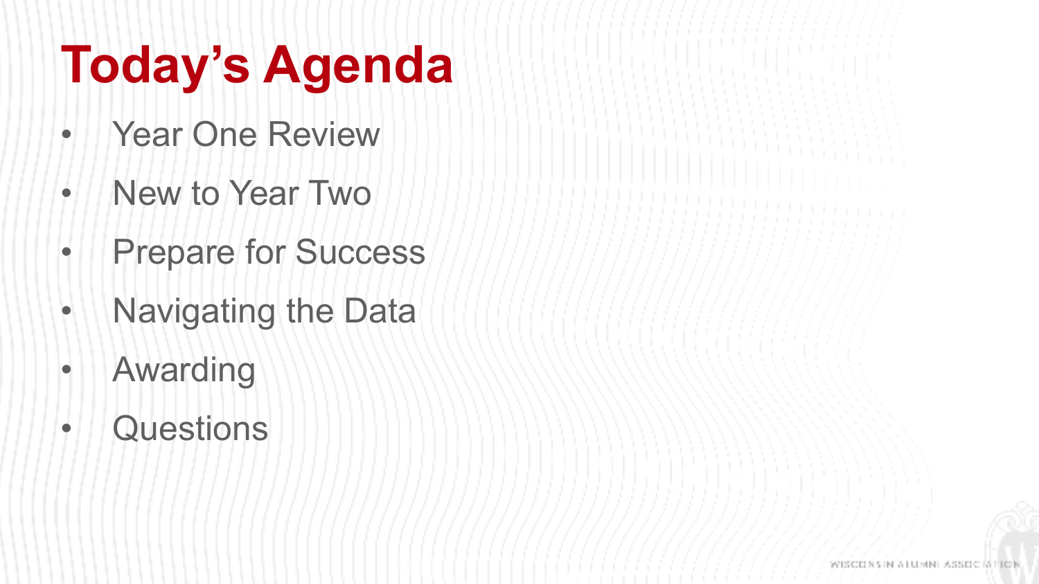# Today's Agenda

- Year One Review
- New to Year Two
- Prepare for Success
- Navigating the Data
- Awarding
- Questions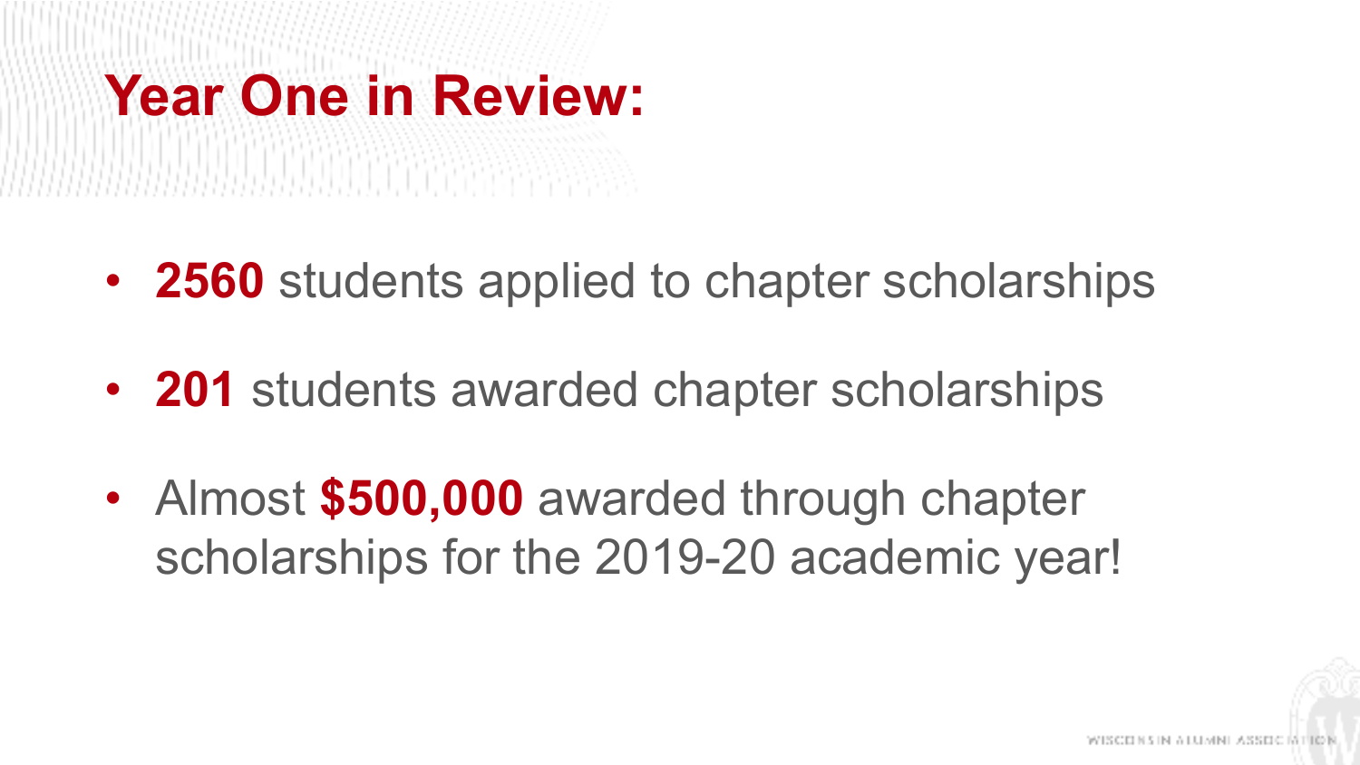# Year One in Review:

- **2560** students applied to chapter scholarships
- **201** students awarded chapter scholarships
- Almost **$500,000** awarded through chapter scholarships for the 2019-20 academic year!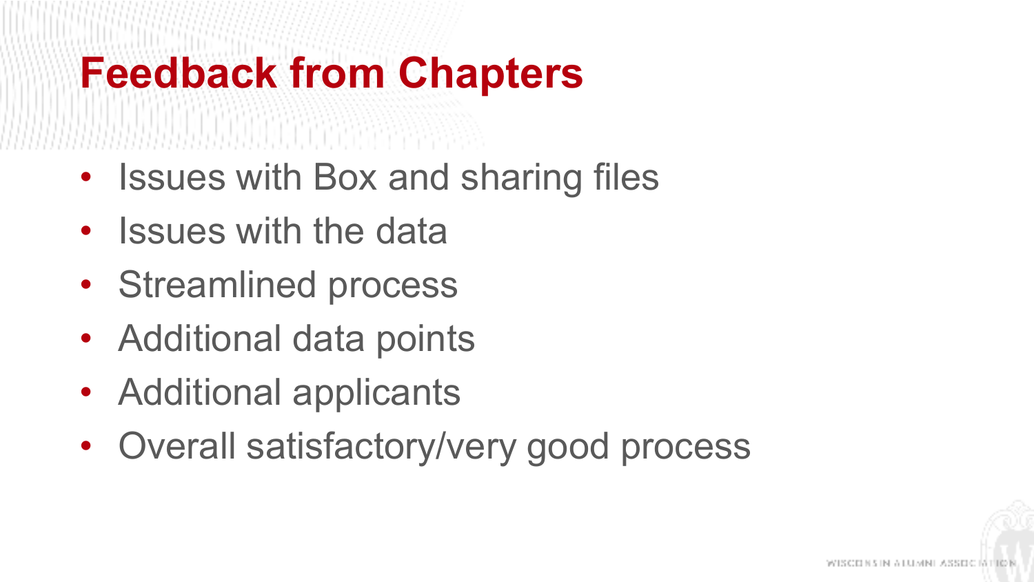# Feedback from Chapters

- Issues with Box and sharing files
- Issues with the data
- Streamlined process
- Additional data points
- Additional applicants
- Overall satisfactory/very good process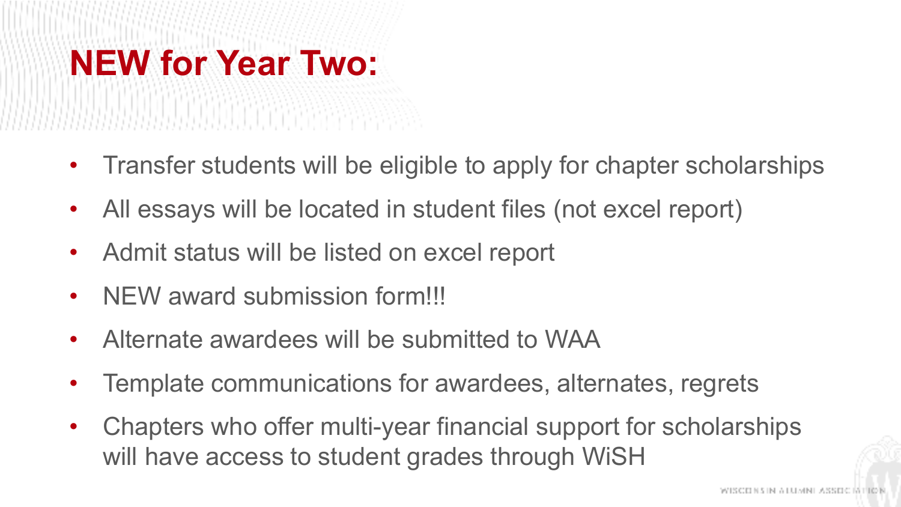# NEW for Year Two:

- Transfer students will be eligible to apply for chapter scholarships
- All essays will be located in student files (not excel report)
- Admit status will be listed on excel report
- NEW award submission form!!!
- Alternate awardees will be submitted to WAA
- Template communications for awardees, alternates, regrets
- Chapters who offer multi-year financial support for scholarships will have access to student grades through WiSH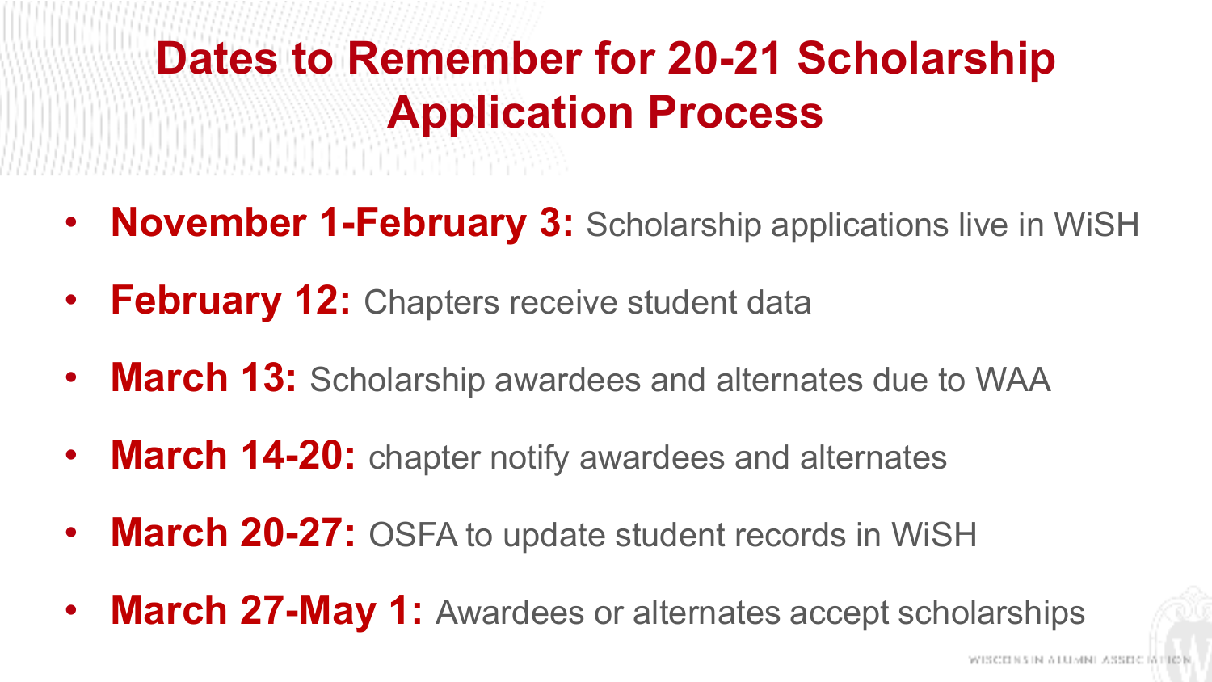# Dates to Remember for 20-21 Scholarship Application Process

- **November 1-February 3:** Scholarship applications live in WiSH
- **February 12:** Chapters receive student data
- **March 13:** Scholarship awardees and alternates due to WAA
- **March 14-20:** chapter notify awardees and alternates
- **March 20-27:** OSFA to update student records in WiSH
- **March 27-May 1:** Awardees or alternates accept scholarships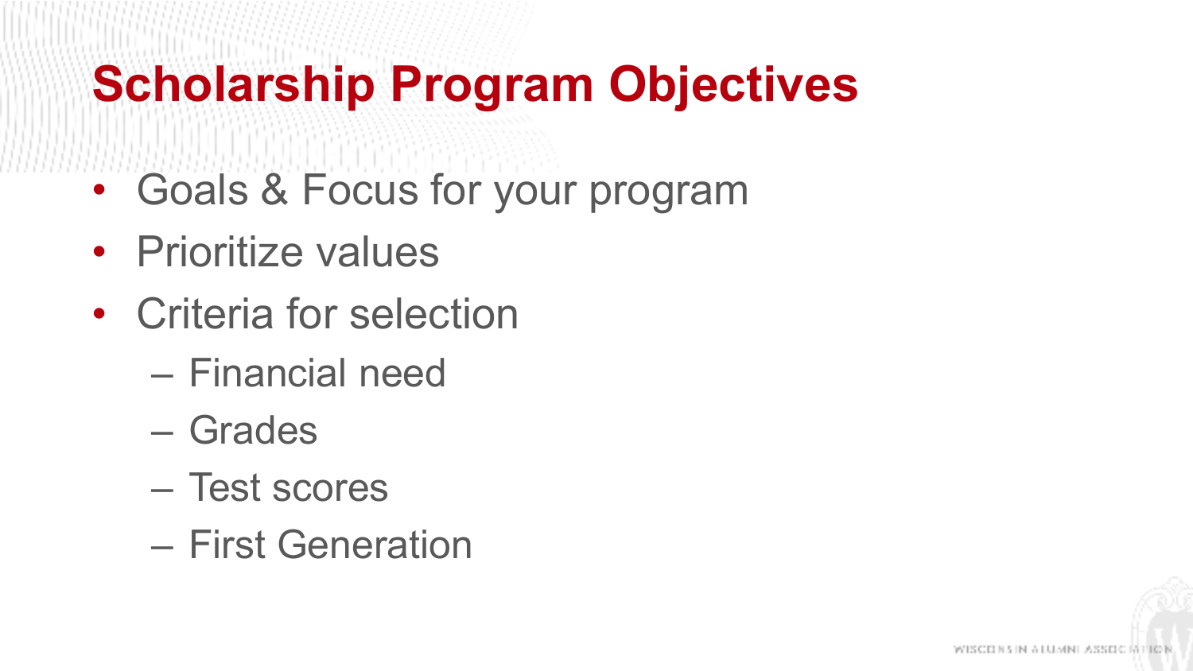# Scholarship Program Objectives

- Goals & Focus for your program
- Prioritize values
- Criteria for selection
  - Financial need
  - Grades
  - Test scores
  - First Generation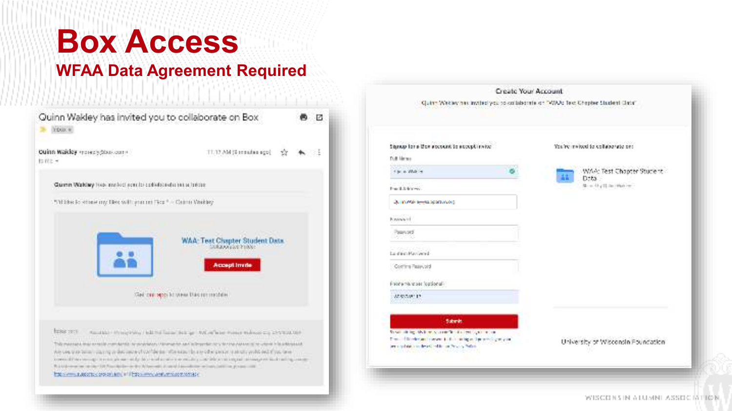# Box Access

## WFAA Data Agreement Required

Quinn Wakley has invited you to collaborate on Box

Quinn Wakley

Quinn Wakley has invited you to collaborate on a folder

WAA: Test Chapter Student Data

Accept Invite

Create Your Account

Quinn Wakley has invited you to collaborate on "WAA: Test Chapter Student Data"

Signup for a Box account to accept invite

Full Name

Email Address

Password

Confirm Password

Phone number (optional)

Submit

You're invited to collaborate on:

WAA: Test Chapter Student Data

University of Wisconsin Foundation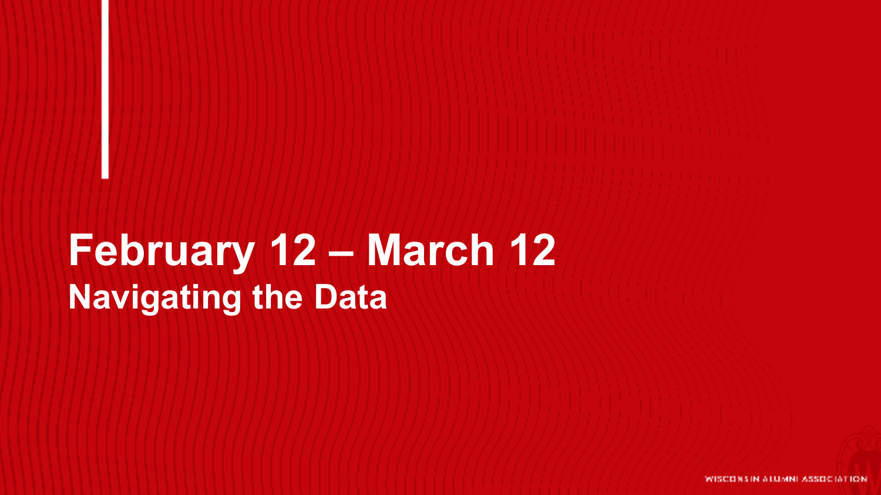# February 12 – March 12

## Navigating the Data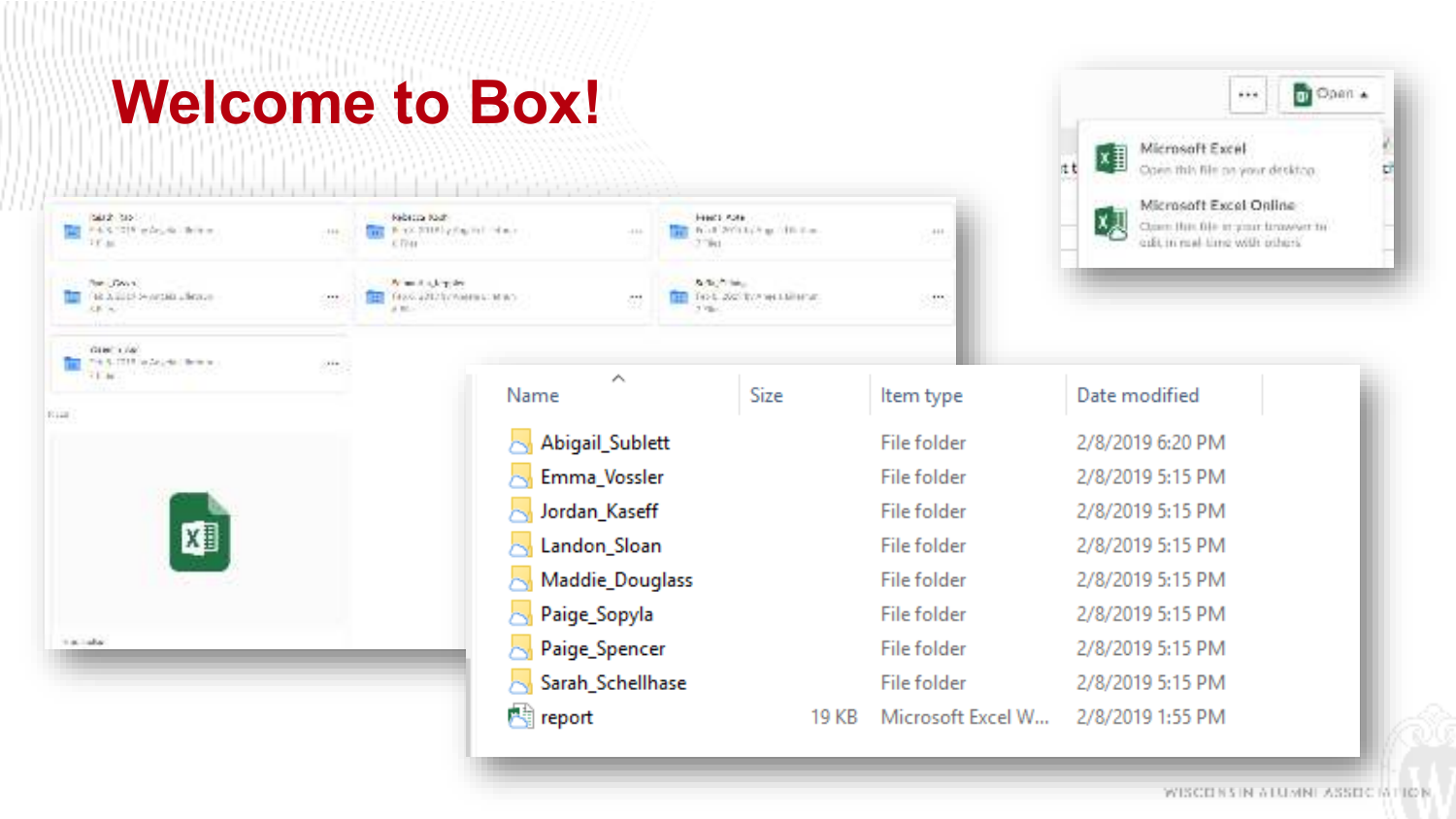# Welcome to Box!

| Name | Size | Item type | Date modified |
| --- | --- | --- | --- |
| Abigail_Sublett | | File folder | 2/8/2019 6:20 PM |
| Emma_Vossler | | File folder | 2/8/2019 5:15 PM |
| Jordan_Kaseff | | File folder | 2/8/2019 5:15 PM |
| Landon_Sloan | | File folder | 2/8/2019 5:15 PM |
| Maddie_Douglass | | File folder | 2/8/2019 5:15 PM |
| Paige_Sopyla | | File folder | 2/8/2019 5:15 PM |
| Paige_Spencer | | File folder | 2/8/2019 5:15 PM |
| Sarah_Schellhase | | File folder | 2/8/2019 5:15 PM |
| report | 19 KB | Microsoft Excel W... | 2/8/2019 1:55 PM |

Open

Microsoft Excel
Open this file on your desktop

Microsoft Excel Online
Open this file in your browser to edit in real-time with others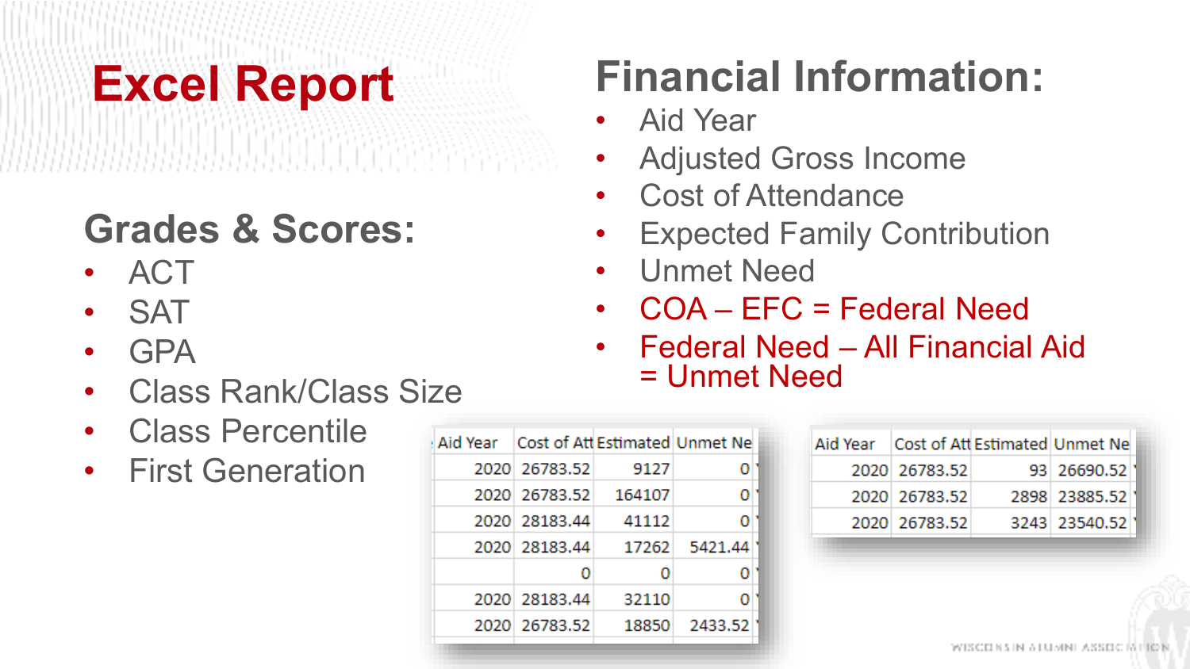# Excel Report

## Grades & Scores:

- ACT
- SAT
- GPA
- Class Rank/Class Size
- Class Percentile
- First Generation

## Financial Information:

- Aid Year
- Adjusted Gross Income
- Cost of Attendance
- Expected Family Contribution
- Unmet Need
- COA – EFC = Federal Need
- Federal Need – All Financial Aid = Unmet Need

| Aid Year | Cost of Att | Estimated | Unmet Ne |
|---|---|---|---|
| 2020 | 26783.52 | 9127 | 0 |
| 2020 | 26783.52 | 164107 | 0 |
| 2020 | 28183.44 | 41112 | 0 |
| 2020 | 28183.44 | 17262 | 5421.44 |
| | 0 | 0 | 0 |
| 2020 | 28183.44 | 32110 | 0 |
| 2020 | 26783.52 | 18850 | 2433.52 |

| Aid Year | Cost of Att | Estimated | Unmet Ne |
|---|---|---|---|
| 2020 | 26783.52 | 93 | 26690.52 |
| 2020 | 26783.52 | 2898 | 23885.52 |
| 2020 | 26783.52 | 3243 | 23540.52 |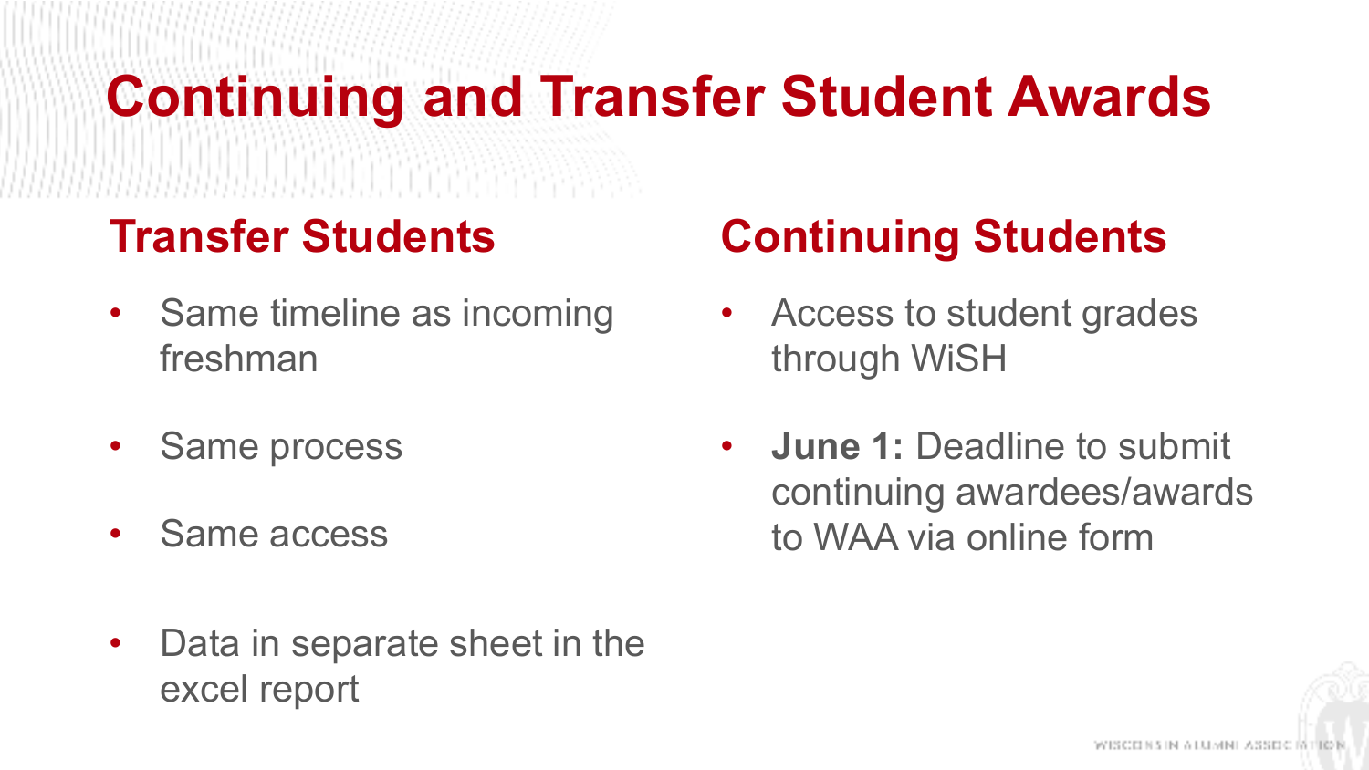# Continuing and Transfer Student Awards

## Transfer Students

- Same timeline as incoming freshman
- Same process
- Same access
- Data in separate sheet in the excel report

## Continuing Students

- Access to student grades through WiSH
- **June 1:** Deadline to submit continuing awardees/awards to WAA via online form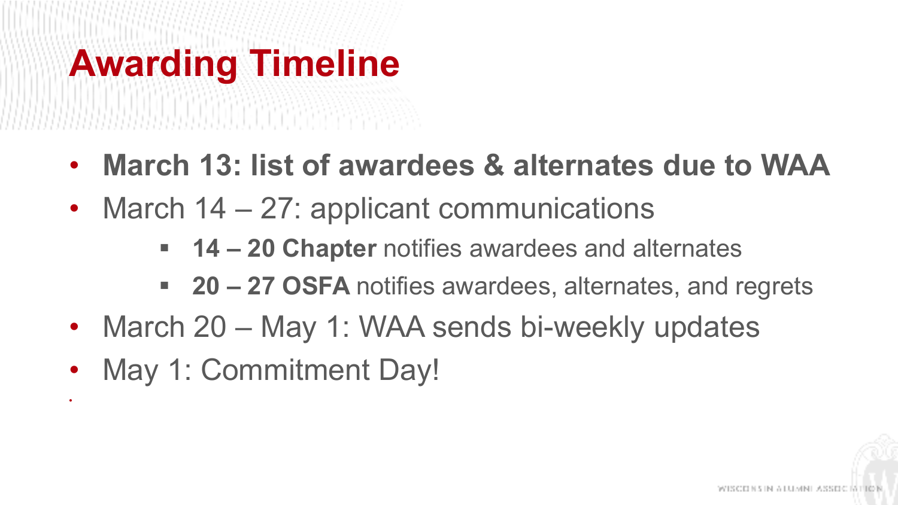# Awarding Timeline

- **March 13: list of awardees & alternates due to WAA**
- March 14 – 27: applicant communications
  - **14 – 20 Chapter** notifies awardees and alternates
  - **20 – 27 OSFA** notifies awardees, alternates, and regrets
- March 20 – May 1: WAA sends bi-weekly updates
- May 1: Commitment Day!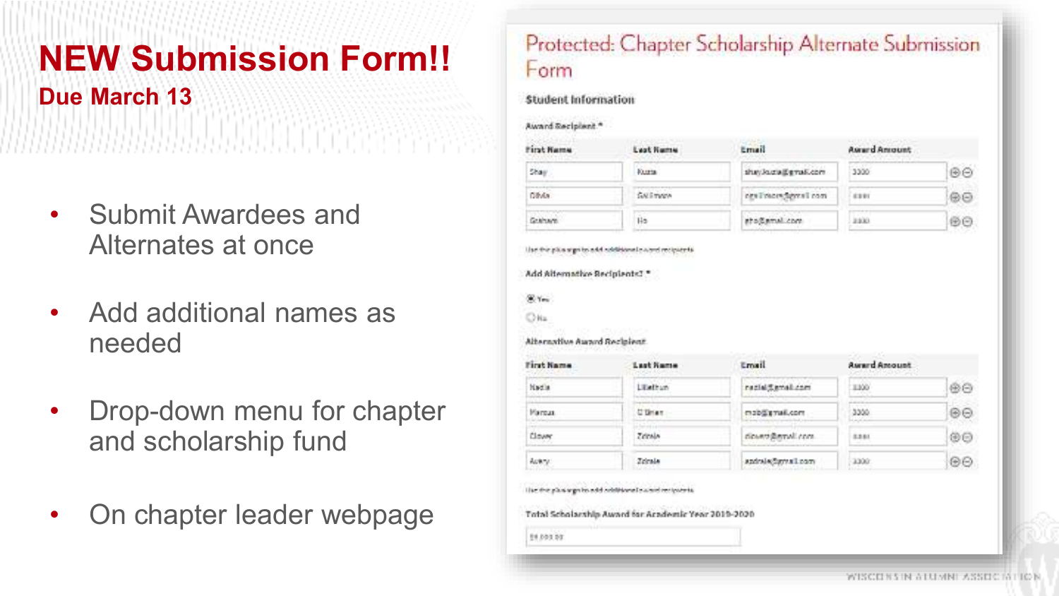# NEW Submission Form!!

## Due March 13

- Submit Awardees and Alternates at once
- Add additional names as needed
- Drop-down menu for chapter and scholarship fund
- On chapter leader webpage

### Protected: Chapter Scholarship Alternate Submission Form

**Student Information**

Award Recipient *

| First Name | Last Name | Email | Award Amount |
|---|---|---|---|
| Shay | Kuzia | shaykuzia@gmail.com | 3300 |
| Olivia | Gallimore | ogallimore@gmail.com | |
| Graham | Ho | gho@gmail.com | 3300 |

Use the plus sign to add additional award recipients

Add Alternative Recipients? *

- (•) Yes
- ( ) No

Alternative Award Recipient

| First Name | Last Name | Email | Award Amount |
|---|---|---|---|
| Nadia | Lillethun | nadia@gmail.com | 3300 |
| Marcus | O'Brien | mob@gmail.com | 3300 |
| Clover | Zdrale | clover@gmail.com | |
| Avery | Zdrale | azdrale@gmail.com | 3300 |

Use the plus sign to add additional award recipients

Total Scholarship Award for Academic Year 2019-2020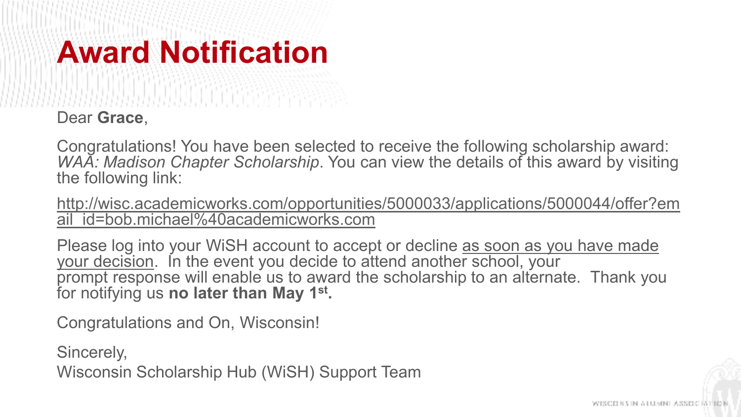# Award Notification

Dear **Grace**,

Congratulations! You have been selected to receive the following scholarship award: *WAA: Madison Chapter Scholarship*. You can view the details of this award by visiting the following link:

http://wisc.academicworks.com/opportunities/5000033/applications/5000044/offer?email_id=bob.michael%40academicworks.com

Please log into your WiSH account to accept or decline as soon as you have made your decision. In the event you decide to attend another school, your prompt response will enable us to award the scholarship to an alternate. Thank you for notifying us **no later than May 1st.**

Congratulations and On, Wisconsin!

Sincerely,
Wisconsin Scholarship Hub (WiSH) Support Team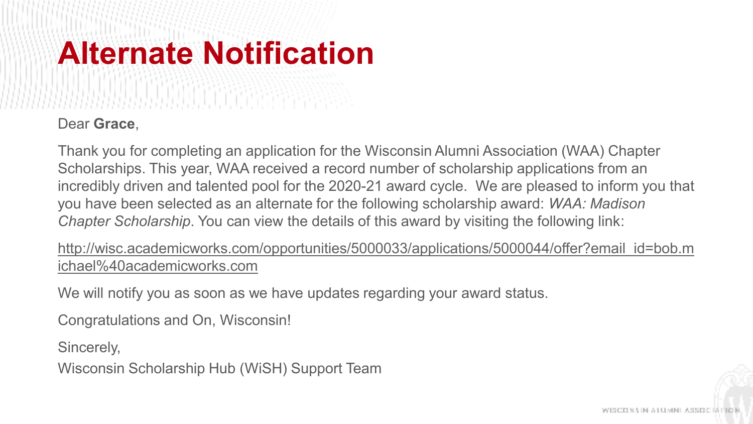# Alternate Notification

Dear **Grace**,

Thank you for completing an application for the Wisconsin Alumni Association (WAA) Chapter Scholarships. This year, WAA received a record number of scholarship applications from an incredibly driven and talented pool for the 2020-21 award cycle. We are pleased to inform you that you have been selected as an alternate for the following scholarship award: *WAA: Madison Chapter Scholarship*. You can view the details of this award by visiting the following link:

http://wisc.academicworks.com/opportunities/5000033/applications/5000044/offer?email_id=bob.michael%40academicworks.com

We will notify you as soon as we have updates regarding your award status.

Congratulations and On, Wisconsin!

Sincerely,
Wisconsin Scholarship Hub (WiSH) Support Team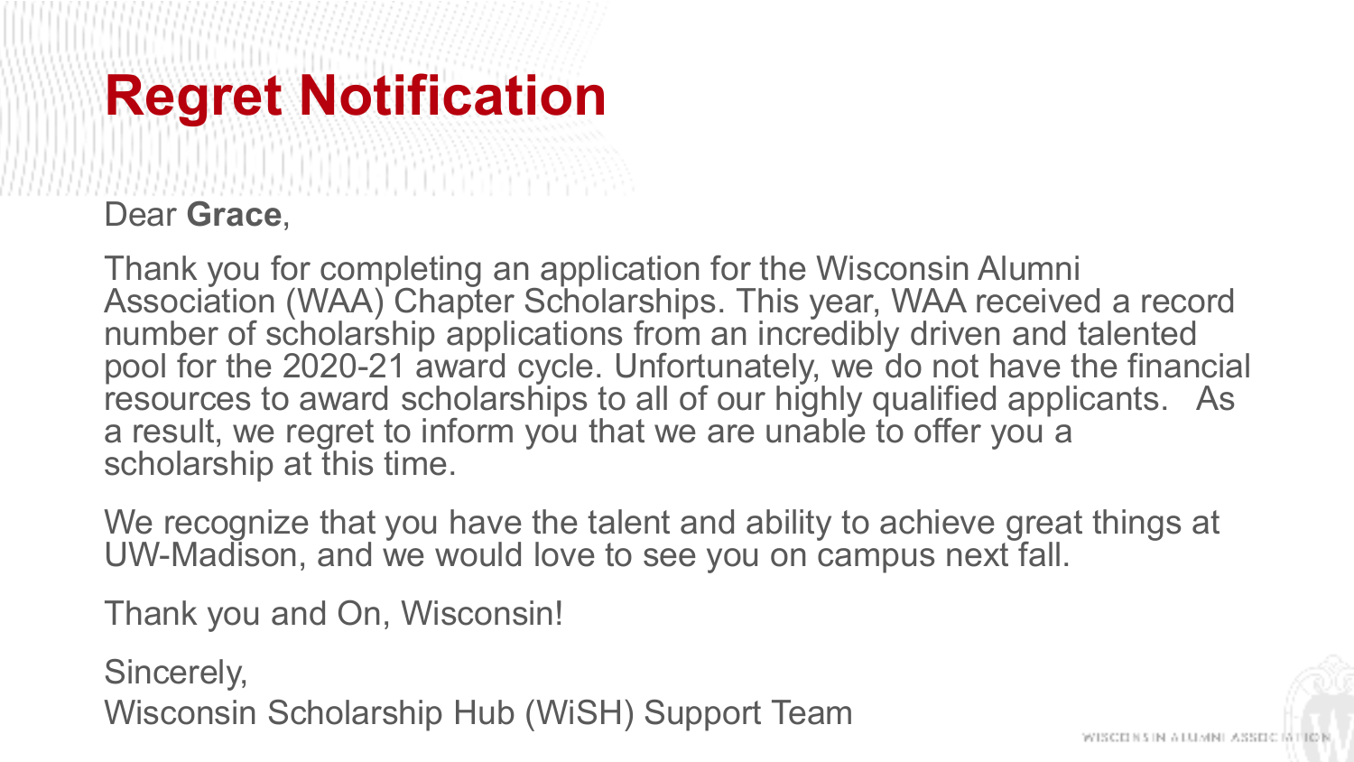# Regret Notification

Dear **Grace**,

Thank you for completing an application for the Wisconsin Alumni Association (WAA) Chapter Scholarships. This year, WAA received a record number of scholarship applications from an incredibly driven and talented pool for the 2020-21 award cycle. Unfortunately, we do not have the financial resources to award scholarships to all of our highly qualified applicants. As a result, we regret to inform you that we are unable to offer you a scholarship at this time.

We recognize that you have the talent and ability to achieve great things at UW-Madison, and we would love to see you on campus next fall.

Thank you and On, Wisconsin!

Sincerely,
Wisconsin Scholarship Hub (WiSH) Support Team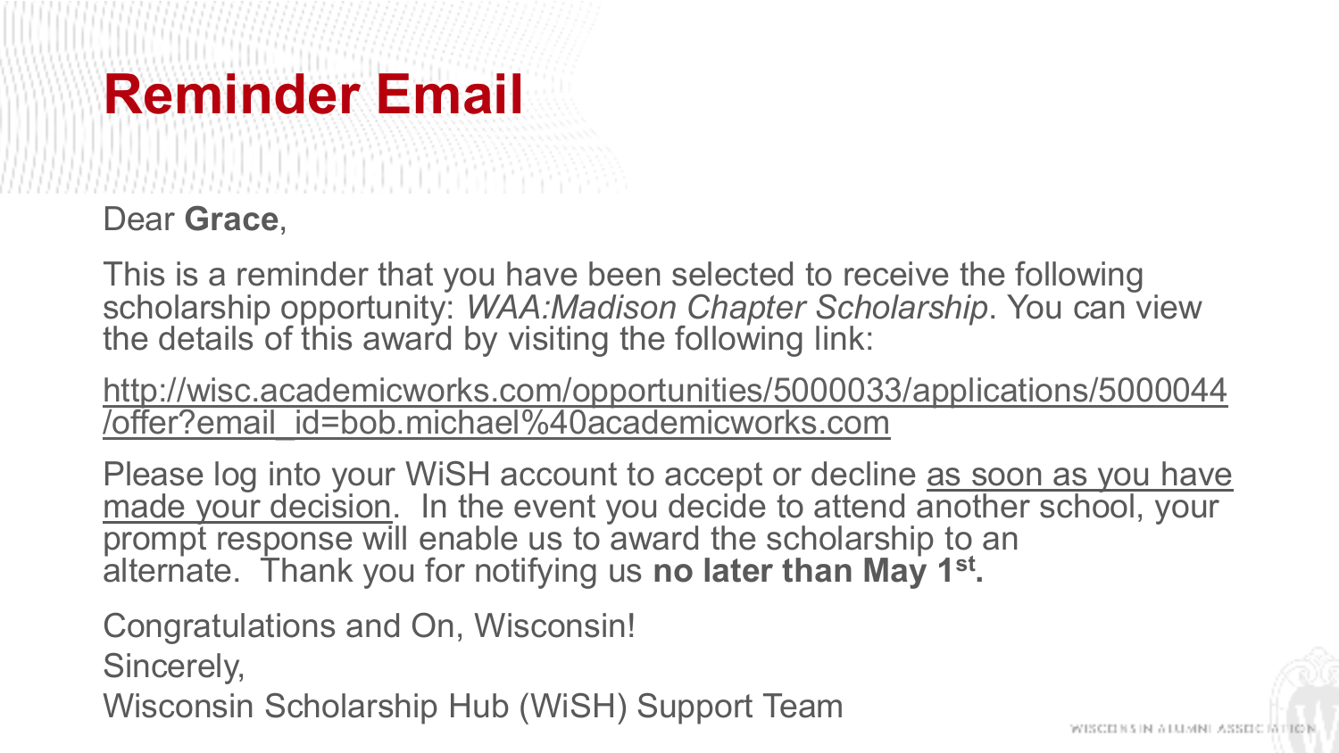# Reminder Email

Dear **Grace**,

This is a reminder that you have been selected to receive the following scholarship opportunity: *WAA:Madison Chapter Scholarship*. You can view the details of this award by visiting the following link:

http://wisc.academicworks.com/opportunities/5000033/applications/5000044/offer?email_id=bob.michael%40academicworks.com

Please log into your WiSH account to accept or decline as soon as you have made your decision. In the event you decide to attend another school, your prompt response will enable us to award the scholarship to an alternate. Thank you for notifying us **no later than May 1st.**

Congratulations and On, Wisconsin!

Sincerely,

Wisconsin Scholarship Hub (WiSH) Support Team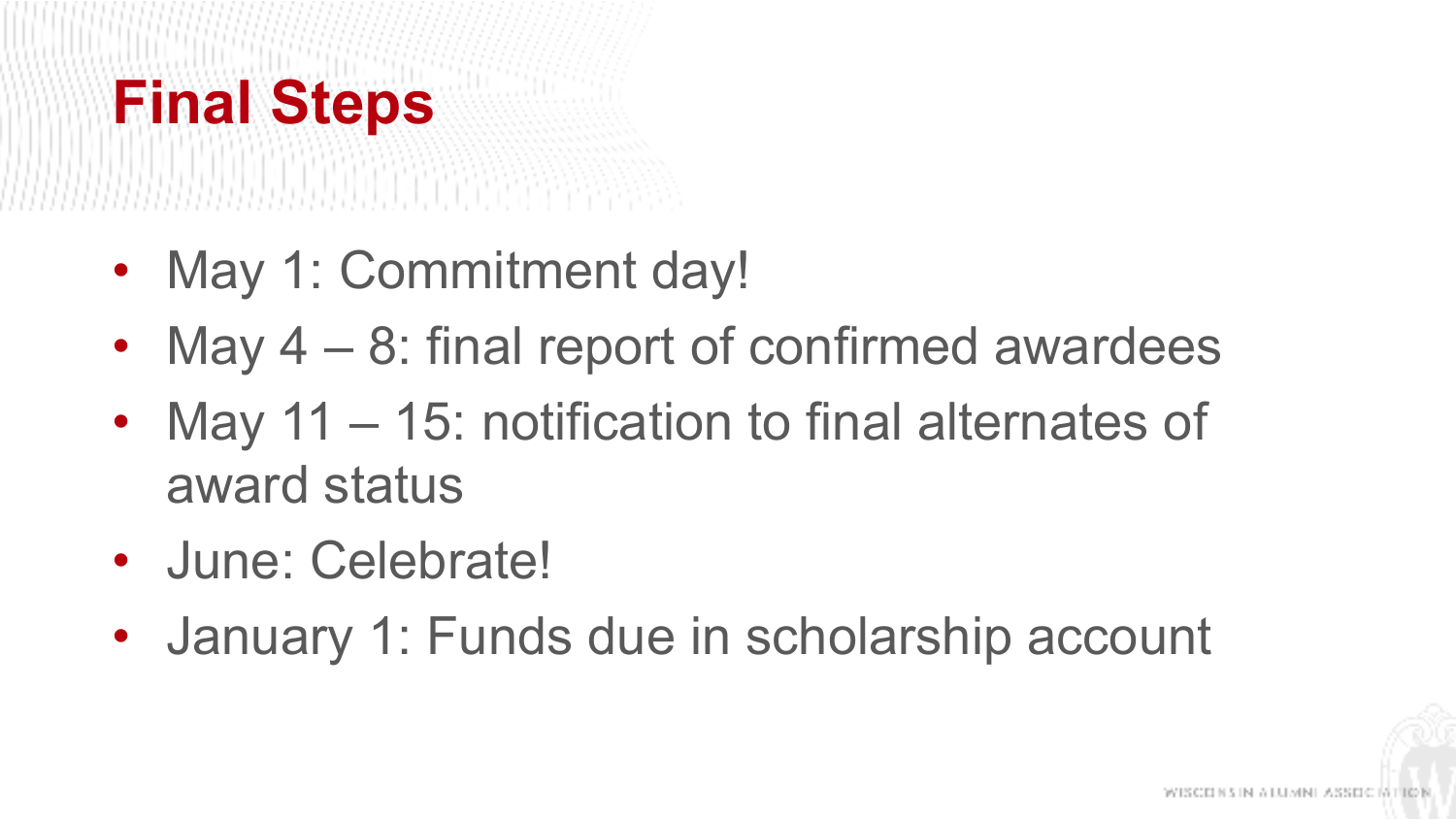# Final Steps

- May 1: Commitment day!
- May 4 – 8: final report of confirmed awardees
- May 11 – 15: notification to final alternates of award status
- June: Celebrate!
- January 1: Funds due in scholarship account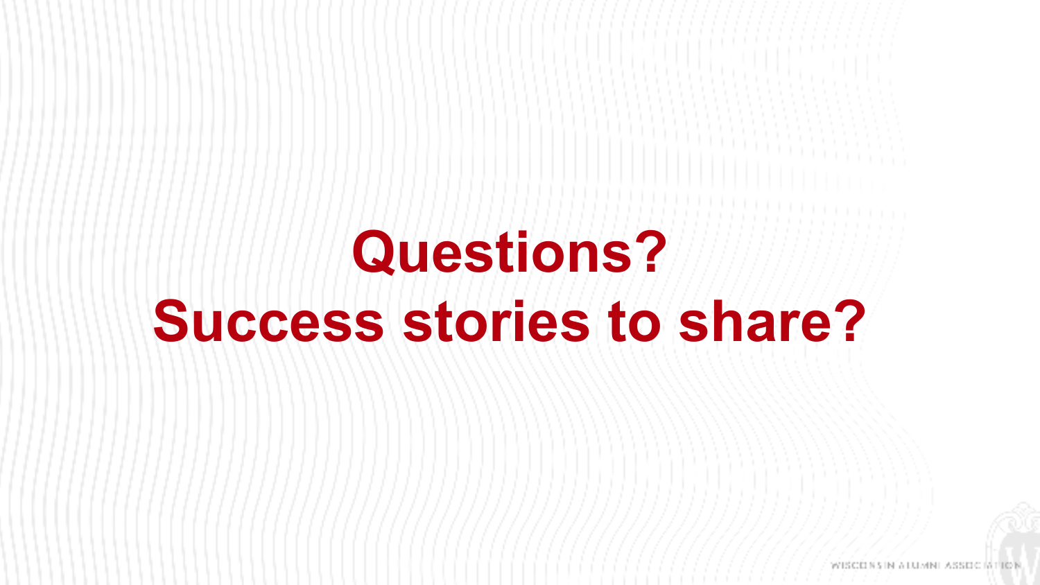# Questions?
# Success stories to share?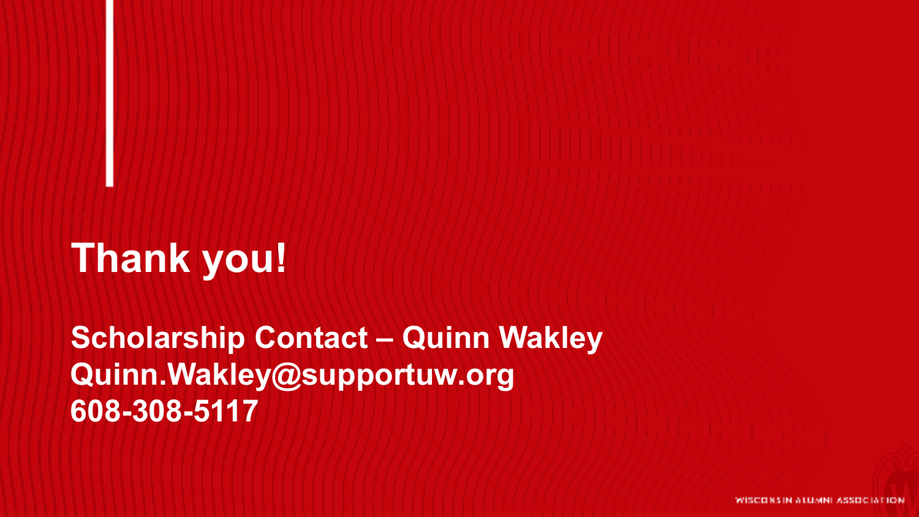# Thank you!

**Scholarship Contact – Quinn Wakley**
**Quinn.Wakley@supportuw.org**
**608-308-5117**

WISCONSIN ALUMNI ASSOCIATION